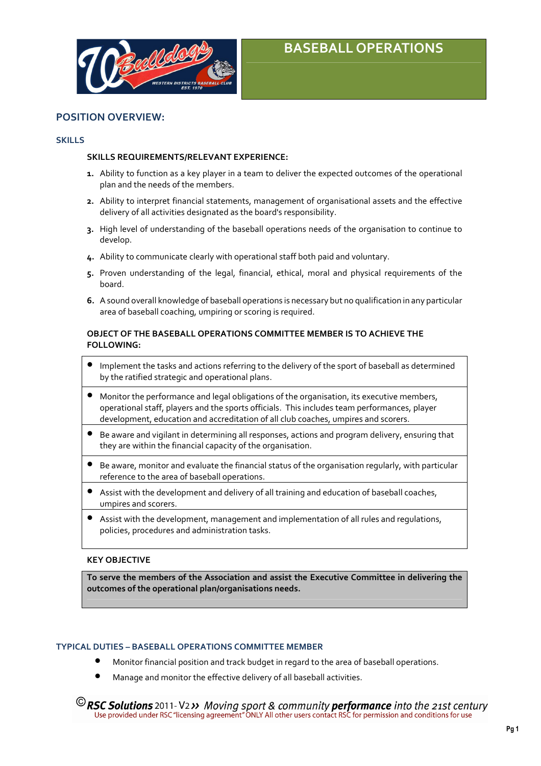# BASEBALL OPERATIONS

## POSITION OVERVIEW:

### SKILLS

**SKILLS REQUIREMENTS/RELEVANT EXPERIENCE:**

1. Ability to function as a key player in a team to deliver the expected outcomes of the operational plan and the needs of the members.
2. Ability to interpret financial statements, management of organisational assets and the effective delivery of all activities designated as the board's responsibility.
3. High level of understanding of the baseball operations needs of the organisation to continue to develop.
4. Ability to communicate clearly with operational staff both paid and voluntary.
5. Proven understanding of the legal, financial, ethical, moral and physical requirements of the board.
6. A sound overall knowledge of baseball operations is necessary but no qualification in any particular area of baseball coaching, umpiring or scoring is required.

**OBJECT OF THE BASEBALL OPERATIONS COMMITTEE MEMBER IS TO ACHIEVE THE FOLLOWING:**

- Implement the tasks and actions referring to the delivery of the sport of baseball as determined by the ratified strategic and operational plans.
- Monitor the performance and legal obligations of the organisation, its executive members, operational staff, players and the sports officials. This includes team performances, player development, education and accreditation of all club coaches, umpires and scorers.
- Be aware and vigilant in determining all responses, actions and program delivery, ensuring that they are within the financial capacity of the organisation.
- Be aware, monitor and evaluate the financial status of the organisation regularly, with particular reference to the area of baseball operations.
- Assist with the development and delivery of all training and education of baseball coaches, umpires and scorers.
- Assist with the development, management and implementation of all rules and regulations, policies, procedures and administration tasks.

**KEY OBJECTIVE**

**To serve the members of the Association and assist the Executive Committee in delivering the outcomes of the operational plan/organisations needs.**

### TYPICAL DUTIES – BASEBALL OPERATIONS COMMITTEE MEMBER

- Monitor financial position and track budget in regard to the area of baseball operations.
- Manage and monitor the effective delivery of all baseball activities.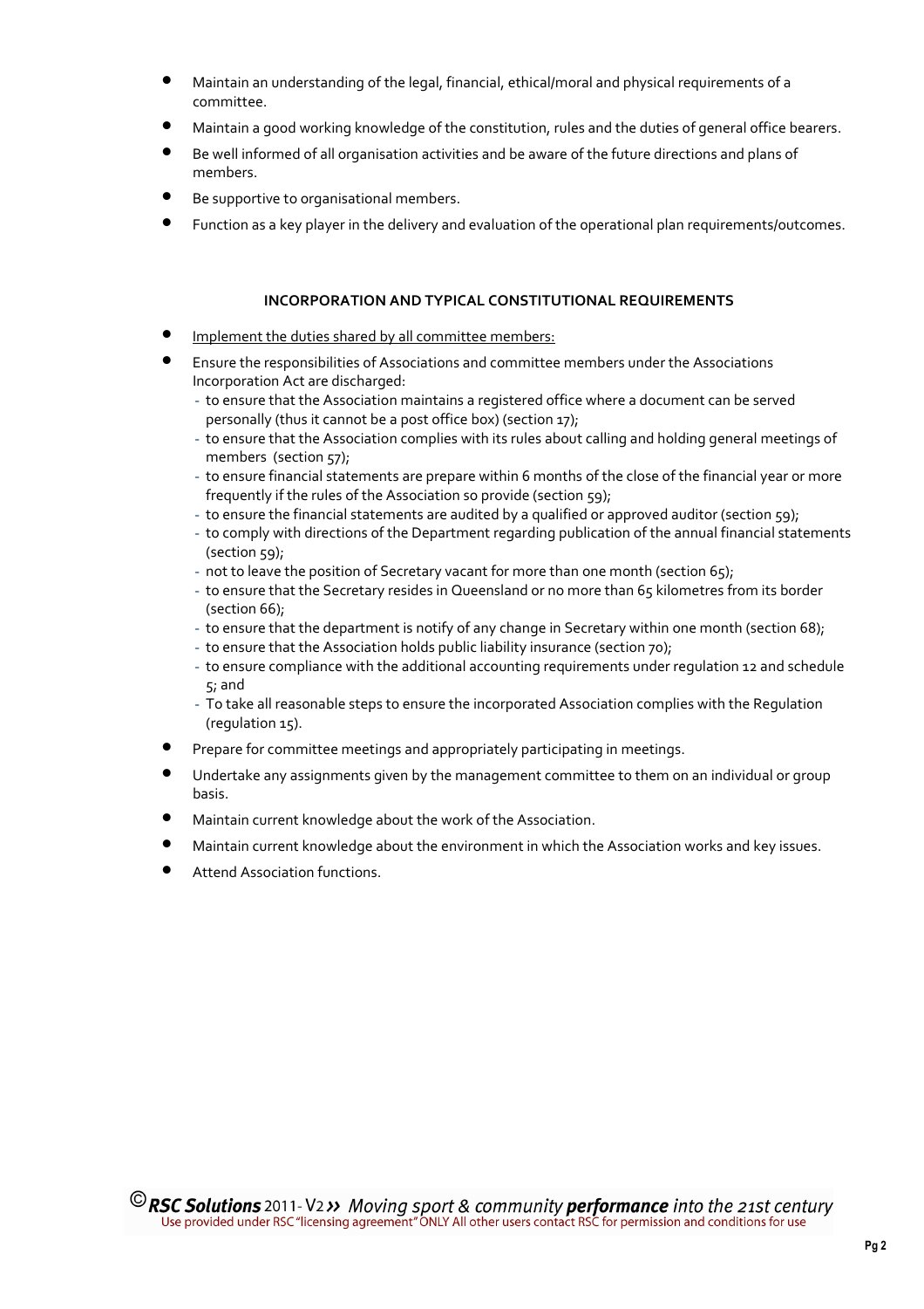- Maintain an understanding of the legal, financial, ethical/moral and physical requirements of a committee.
- Maintain a good working knowledge of the constitution, rules and the duties of general office bearers.
- Be well informed of all organisation activities and be aware of the future directions and plans of members.
- Be supportive to organisational members.
- Function as a key player in the delivery and evaluation of the operational plan requirements/outcomes.

**INCORPORATION AND TYPICAL CONSTITUTIONAL REQUIREMENTS**

- <u>Implement the duties shared by all committee members:</u>
- Ensure the responsibilities of Associations and committee members under the Associations Incorporation Act are discharged:
  - to ensure that the Association maintains a registered office where a document can be served personally (thus it cannot be a post office box) (section 17);
  - to ensure that the Association complies with its rules about calling and holding general meetings of members (section 57);
  - to ensure financial statements are prepare within 6 months of the close of the financial year or more frequently if the rules of the Association so provide (section 59);
  - to ensure the financial statements are audited by a qualified or approved auditor (section 59);
  - to comply with directions of the Department regarding publication of the annual financial statements (section 59);
  - not to leave the position of Secretary vacant for more than one month (section 65);
  - to ensure that the Secretary resides in Queensland or no more than 65 kilometres from its border (section 66);
  - to ensure that the department is notify of any change in Secretary within one month (section 68);
  - to ensure that the Association holds public liability insurance (section 70);
  - to ensure compliance with the additional accounting requirements under regulation 12 and schedule 5; and
  - To take all reasonable steps to ensure the incorporated Association complies with the Regulation (regulation 15).
- Prepare for committee meetings and appropriately participating in meetings.
- Undertake any assignments given by the management committee to them on an individual or group basis.
- Maintain current knowledge about the work of the Association.
- Maintain current knowledge about the environment in which the Association works and key issues.
- Attend Association functions.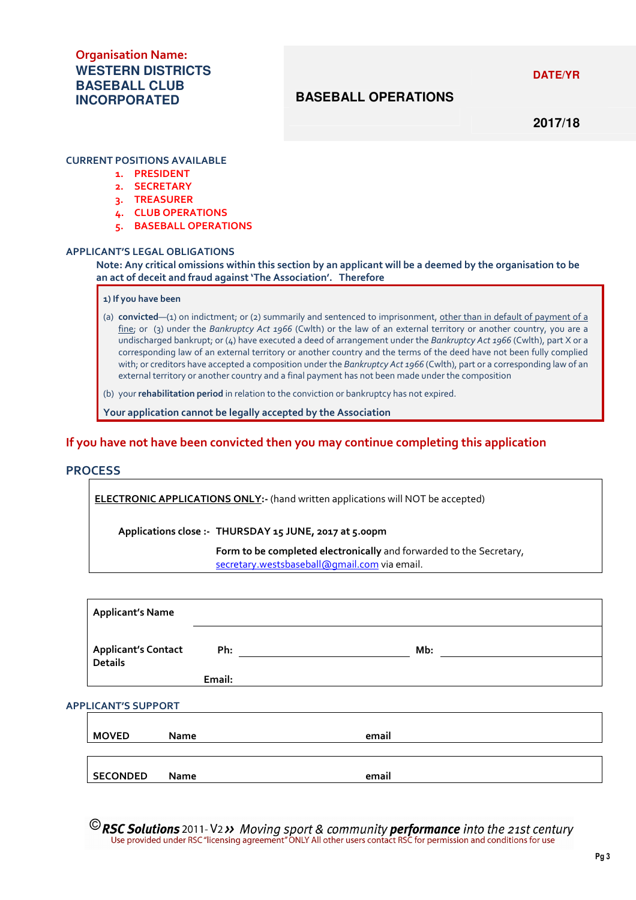**Organisation Name:**
**WESTERN DISTRICTS BASEBALL CLUB INCORPORATED**

| BASEBALL OPERATIONS | DATE/YR |
| --- | --- |
| | 2017/18 |

**CURRENT POSITIONS AVAILABLE**

1. PRESIDENT
2. SECRETARY
3. TREASURER
4. CLUB OPERATIONS
5. BASEBALL OPERATIONS

**APPLICANT'S LEGAL OBLIGATIONS**

**Note: Any critical omissions within this section by an applicant will be a deemed by the organisation to be an act of deceit and fraud against 'The Association'. Therefore**

**1) If you have been**

(a) **convicted**—(1) on indictment; or (2) summarily and sentenced to imprisonment, other than in default of payment of a fine; or (3) under the *Bankruptcy Act 1966* (Cwlth) or the law of an external territory or another country, you are a undischarged bankrupt; or (4) have executed a deed of arrangement under the *Bankruptcy Act 1966* (Cwlth), part X or a corresponding law of an external territory or another country and the terms of the deed have not been fully complied with; or creditors have accepted a composition under the *Bankruptcy Act 1966* (Cwlth), part or a corresponding law of an external territory or another country and a final payment has not been made under the composition

(b) your **rehabilitation period** in relation to the conviction or bankruptcy has not expired.

**Your application cannot be legally accepted by the Association**

**If you have not have been convicted then you may continue completing this application**

## PROCESS

**ELECTRONIC APPLICATIONS ONLY:-** (hand written applications will NOT be accepted)

**Applications close :- THURSDAY 15 JUNE, 2017 at 5.00pm**

**Form to be completed electronically** and forwarded to the Secretary, secretary.westsbaseball@gmail.com via email.

| **Applicant's Name** | | | |
| --- | --- | --- | --- |
| **Applicant's Contact Details** | **Ph:** | **Mb:** | |
| | **Email:** | | |

**APPLICANT'S SUPPORT**

| **MOVED** | **Name** | **email** |
| --- | --- | --- |

| **SECONDED** | **Name** | **email** |
| --- | --- | --- |

©*RSC Solutions* 2011- V2 ›› *Moving sport & community **performance** into the 21st century*
Use provided under RSC "licensing agreement" ONLY All other users contact RSC for permission and conditions for use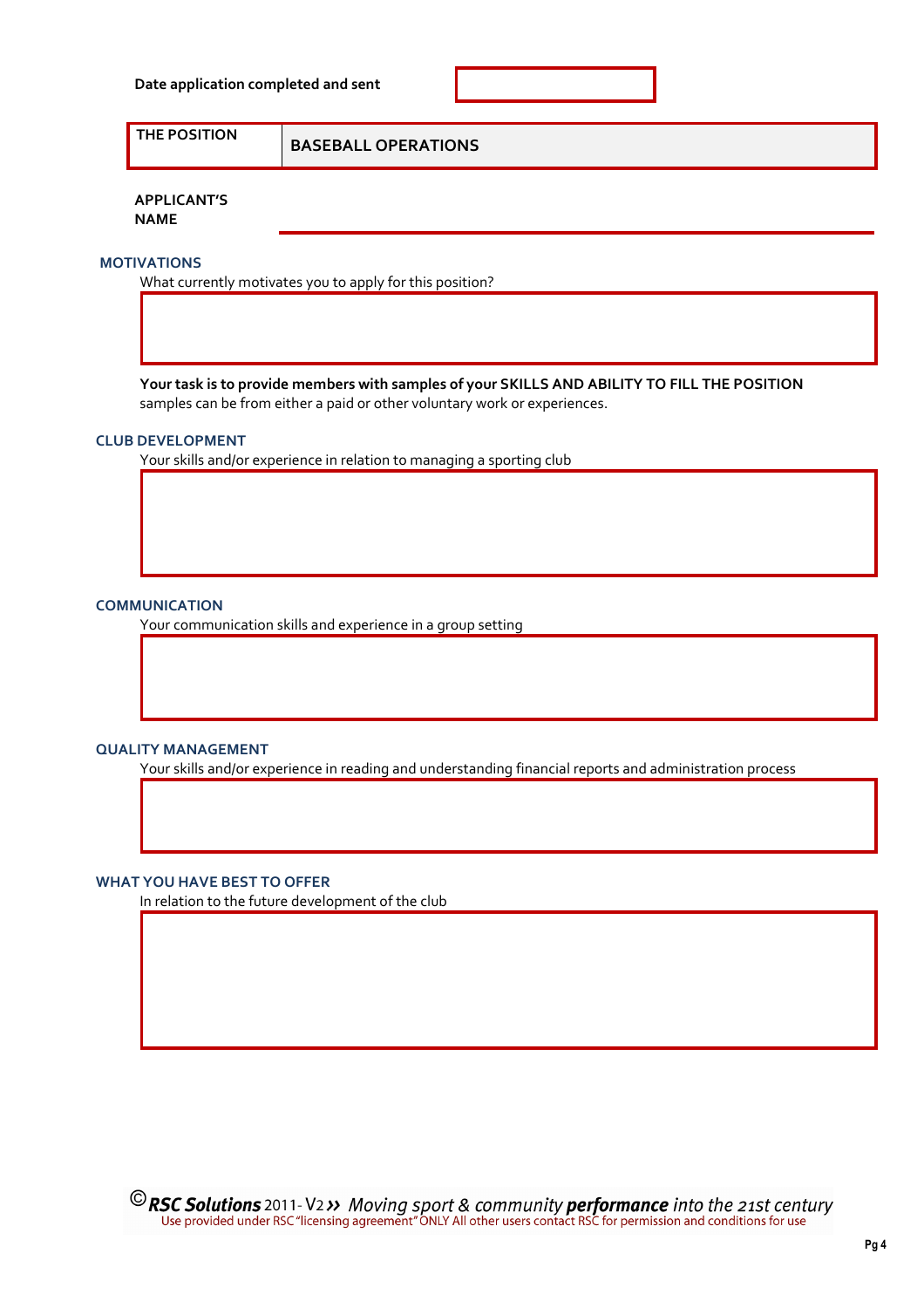**Date application completed and sent**

| THE POSITION | BASEBALL OPERATIONS |
| --- | --- |

**APPLICANT'S NAME**

### MOTIVATIONS

What currently motivates you to apply for this position?

**Your task is to provide members with samples of your SKILLS AND ABILITY TO FILL THE POSITION** samples can be from either a paid or other voluntary work or experiences.

### CLUB DEVELOPMENT

Your skills and/or experience in relation to managing a sporting club

### COMMUNICATION

Your communication skills and experience in a group setting

### QUALITY MANAGEMENT

Your skills and/or experience in reading and understanding financial reports and administration process

### WHAT YOU HAVE BEST TO OFFER

In relation to the future development of the club

©***RSC Solutions*** 2011- V2 ›› *Moving sport & community* ***performance*** *into the 21st century*

Use provided under RSC "licensing agreement" ONLY All other users contact RSC for permission and conditions for use